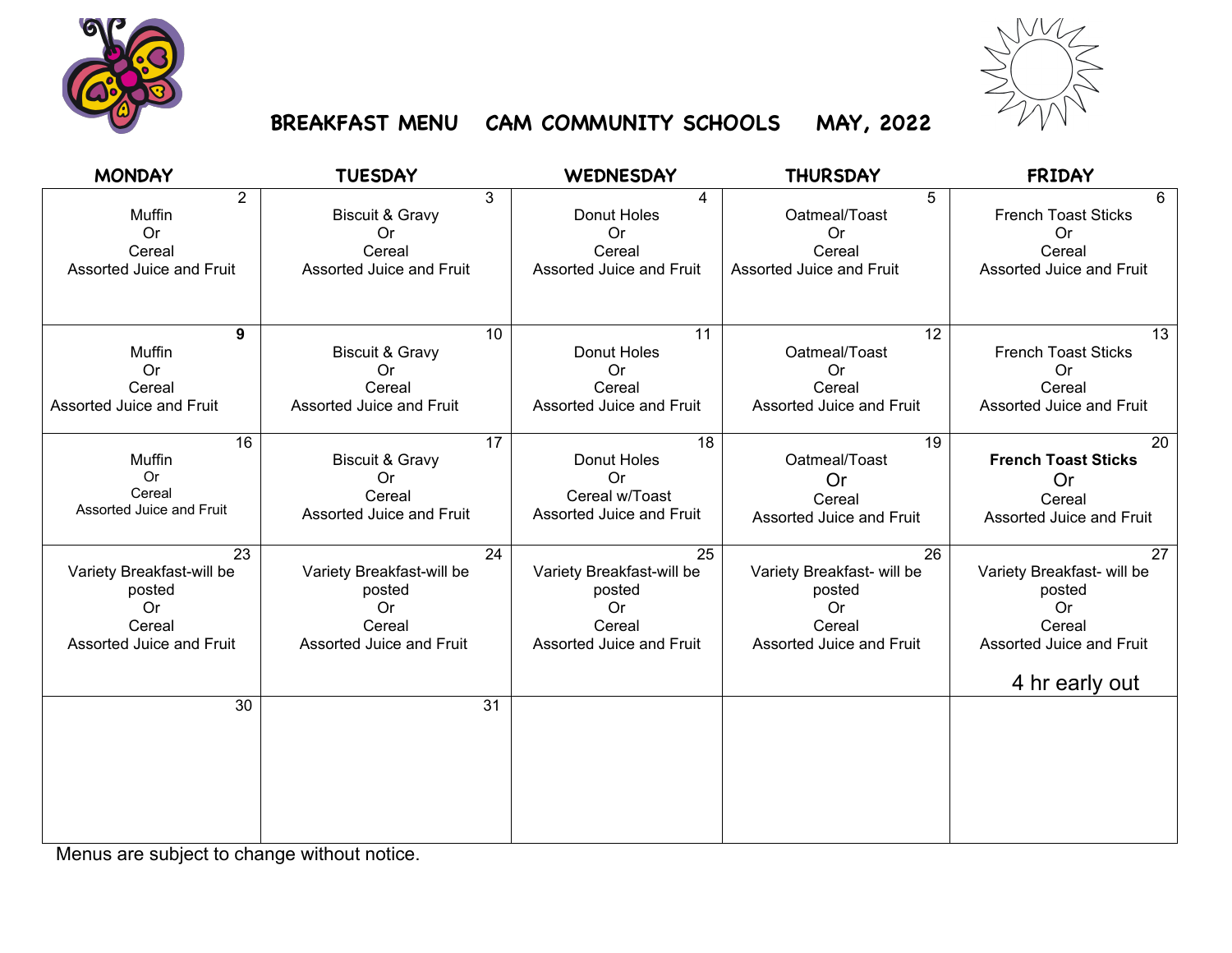# BREAKFAST MENU CAM COMMUNITY SCHOOLS MAY, 2022

| MONDAY | TUESDAY | WEDNESDAY | THURSDAY | FRIDAY |
|---|---|---|---|---|
| 2<br>Muffin<br>Or<br>Cereal<br>Assorted Juice and Fruit | 3<br>Biscuit & Gravy<br>Or<br>Cereal<br>Assorted Juice and Fruit | 4<br>Donut Holes<br>Or<br>Cereal<br>Assorted Juice and Fruit | 5<br>Oatmeal/Toast<br>Or<br>Cereal<br>Assorted Juice and Fruit | 6<br>French Toast Sticks<br>Or<br>Cereal<br>Assorted Juice and Fruit |
| **9**<br>Muffin<br>Or<br>Cereal<br>Assorted Juice and Fruit | 10<br>Biscuit & Gravy<br>Or<br>Cereal<br>Assorted Juice and Fruit | 11<br>Donut Holes<br>Or<br>Cereal<br>Assorted Juice and Fruit | 12<br>Oatmeal/Toast<br>Or<br>Cereal<br>Assorted Juice and Fruit | 13<br>French Toast Sticks<br>Or<br>Cereal<br>Assorted Juice and Fruit |
| 16<br>Muffin<br>Or<br>Cereal<br>Assorted Juice and Fruit | 17<br>Biscuit & Gravy<br>Or<br>Cereal<br>Assorted Juice and Fruit | 18<br>Donut Holes<br>Or<br>Cereal w/Toast<br>Assorted Juice and Fruit | 19<br>Oatmeal/Toast<br>Or<br>Cereal<br>Assorted Juice and Fruit | 20<br>**French Toast Sticks**<br>Or<br>Cereal<br>Assorted Juice and Fruit |
| 23<br>Variety Breakfast-will be posted<br>Or<br>Cereal<br>Assorted Juice and Fruit | 24<br>Variety Breakfast-will be posted<br>Or<br>Cereal<br>Assorted Juice and Fruit | 25<br>Variety Breakfast-will be posted<br>Or<br>Cereal<br>Assorted Juice and Fruit | 26<br>Variety Breakfast- will be posted<br>Or<br>Cereal<br>Assorted Juice and Fruit | 27<br>Variety Breakfast- will be posted<br>Or<br>Cereal<br>Assorted Juice and Fruit<br>4 hr early out |
| 30 | 31 | | | |

Menus are subject to change without notice.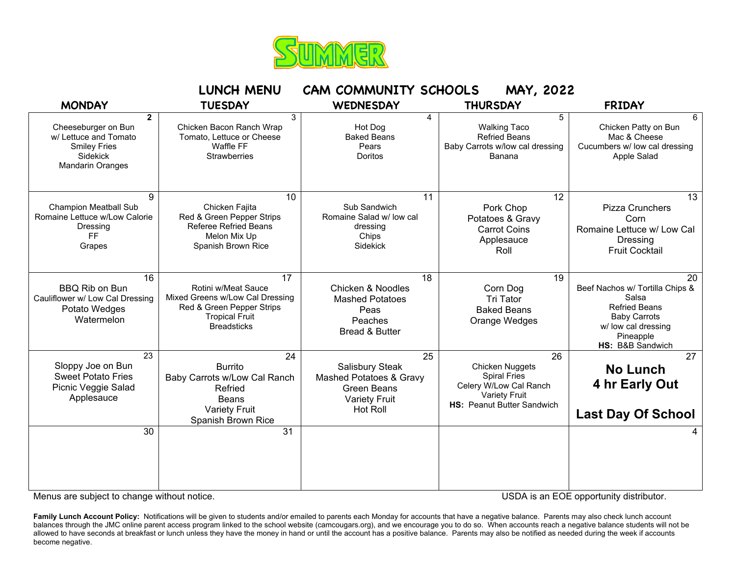# SUMMER

## LUNCH MENU CAM COMMUNITY SCHOOLS MAY, 2022

| MONDAY | TUESDAY | WEDNESDAY | THURSDAY | FRIDAY |
|---|---|---|---|---|
| **2**<br>Cheeseburger on Bun<br>w/ Lettuce and Tomato<br>Smiley Fries<br>Sidekick<br>Mandarin Oranges | 3<br>Chicken Bacon Ranch Wrap<br>Tomato, Lettuce or Cheese<br>Waffle FF<br>Strawberries | 4<br>Hot Dog<br>Baked Beans<br>Pears<br>Doritos | 5<br>Walking Taco<br>Refried Beans<br>Baby Carrots w/low cal dressing<br>Banana | 6<br>Chicken Patty on Bun<br>Mac & Cheese<br>Cucumbers w/ low cal dressing<br>Apple Salad |
| 9<br>Champion Meatball Sub<br>Romaine Lettuce w/Low Calorie Dressing<br>FF<br>Grapes | 10<br>Chicken Fajita<br>Red & Green Pepper Strips<br>Referee Refried Beans<br>Melon Mix Up<br>Spanish Brown Rice | 11<br>Sub Sandwich<br>Romaine Salad w/ low cal dressing<br>Chips<br>Sidekick | 12<br>Pork Chop<br>Potatoes & Gravy<br>Carrot Coins<br>Applesauce<br>Roll | 13<br>Pizza Crunchers<br>Corn<br>Romaine Lettuce w/ Low Cal Dressing<br>Fruit Cocktail |
| 16<br>BBQ Rib on Bun<br>Cauliflower w/ Low Cal Dressing<br>Potato Wedges<br>Watermelon | 17<br>Rotini w/Meat Sauce<br>Mixed Greens w/Low Cal Dressing<br>Red & Green Pepper Strips<br>Tropical Fruit<br>Breadsticks | 18<br>Chicken & Noodles<br>Mashed Potatoes<br>Peas<br>Peaches<br>Bread & Butter | 19<br>Corn Dog<br>Tri Tator<br>Baked Beans<br>Orange Wedges | 20<br>Beef Nachos w/ Tortilla Chips & Salsa<br>Refried Beans<br>Baby Carrots<br>w/ low cal dressing<br>Pineapple<br>**HS: B&B Sandwich** |
| 23<br>Sloppy Joe on Bun<br>Sweet Potato Fries<br>Picnic Veggie Salad<br>Applesauce | 24<br>Burrito<br>Baby Carrots w/Low Cal Ranch<br>Refried<br>Beans<br>Variety Fruit<br>Spanish Brown Rice | 25<br>Salisbury Steak<br>Mashed Potatoes & Gravy<br>Green Beans<br>Variety Fruit<br>Hot Roll | 26<br>Chicken Nuggets<br>Spiral Fries<br>Celery W/Low Cal Ranch<br>Variety Fruit<br>**HS: Peanut Butter Sandwich** | 27<br>**No Lunch**<br>**4 hr Early Out**<br><br>**Last Day Of School** |
| 30 | 31 | | | 4 |

Menus are subject to change without notice.

USDA is an EOE opportunity distributor.

**Family Lunch Account Policy:** Notifications will be given to students and/or emailed to parents each Monday for accounts that have a negative balance. Parents may also check lunch account balances through the JMC online parent access program linked to the school website (camcougars.org), and we encourage you to do so. When accounts reach a negative balance students will not be allowed to have seconds at breakfast or lunch unless they have the money in hand or until the account has a positive balance. Parents may also be notified as needed during the week if accounts become negative.